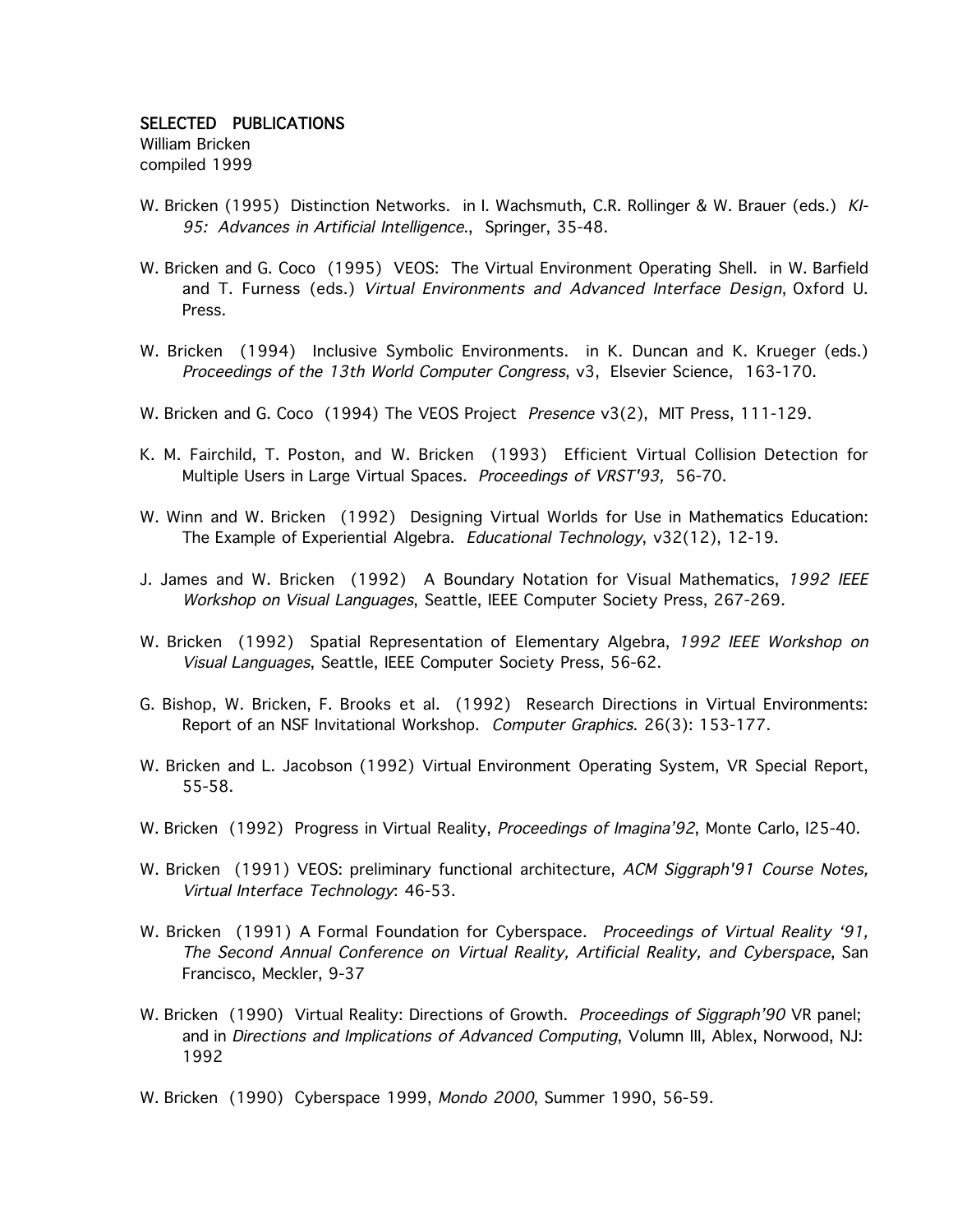# SELECTED PUBLICATIONS

William Bricken
compiled 1999

W. Bricken (1995) Distinction Networks. in I. Wachsmuth, C.R. Rollinger & W. Brauer (eds.) *KI-95: Advances in Artificial Intelligence.*, Springer, 35-48.

W. Bricken and G. Coco (1995) VEOS: The Virtual Environment Operating Shell. in W. Barfield and T. Furness (eds.) *Virtual Environments and Advanced Interface Design*, Oxford U. Press.

W. Bricken (1994) Inclusive Symbolic Environments. in K. Duncan and K. Krueger (eds.) *Proceedings of the 13th World Computer Congress*, v3, Elsevier Science, 163-170.

W. Bricken and G. Coco (1994) The VEOS Project *Presence* v3(2), MIT Press, 111-129.

K. M. Fairchild, T. Poston, and W. Bricken (1993) Efficient Virtual Collision Detection for Multiple Users in Large Virtual Spaces. *Proceedings of VRST'93,* 56-70.

W. Winn and W. Bricken (1992) Designing Virtual Worlds for Use in Mathematics Education: The Example of Experiential Algebra. *Educational Technology*, v32(12), 12-19.

J. James and W. Bricken (1992) A Boundary Notation for Visual Mathematics, *1992 IEEE Workshop on Visual Languages*, Seattle, IEEE Computer Society Press, 267-269.

W. Bricken (1992) Spatial Representation of Elementary Algebra, *1992 IEEE Workshop on Visual Languages*, Seattle, IEEE Computer Society Press, 56-62.

G. Bishop, W. Bricken, F. Brooks et al. (1992) Research Directions in Virtual Environments: Report of an NSF Invitational Workshop. *Computer Graphics*. 26(3): 153-177.

W. Bricken and L. Jacobson (1992) Virtual Environment Operating System, VR Special Report, 55-58.

W. Bricken (1992) Progress in Virtual Reality, *Proceedings of Imagina'92*, Monte Carlo, I25-40.

W. Bricken (1991) VEOS: preliminary functional architecture, *ACM Siggraph'91 Course Notes, Virtual Interface Technology*: 46-53.

W. Bricken (1991) A Formal Foundation for Cyberspace. *Proceedings of Virtual Reality '91, The Second Annual Conference on Virtual Reality, Artificial Reality, and Cyberspace*, San Francisco, Meckler, 9-37

W. Bricken (1990) Virtual Reality: Directions of Growth. *Proceedings of Siggraph'90* VR panel; and in *Directions and Implications of Advanced Computing*, Volumn III, Ablex, Norwood, NJ: 1992

W. Bricken (1990) Cyberspace 1999, *Mondo 2000*, Summer 1990, 56-59.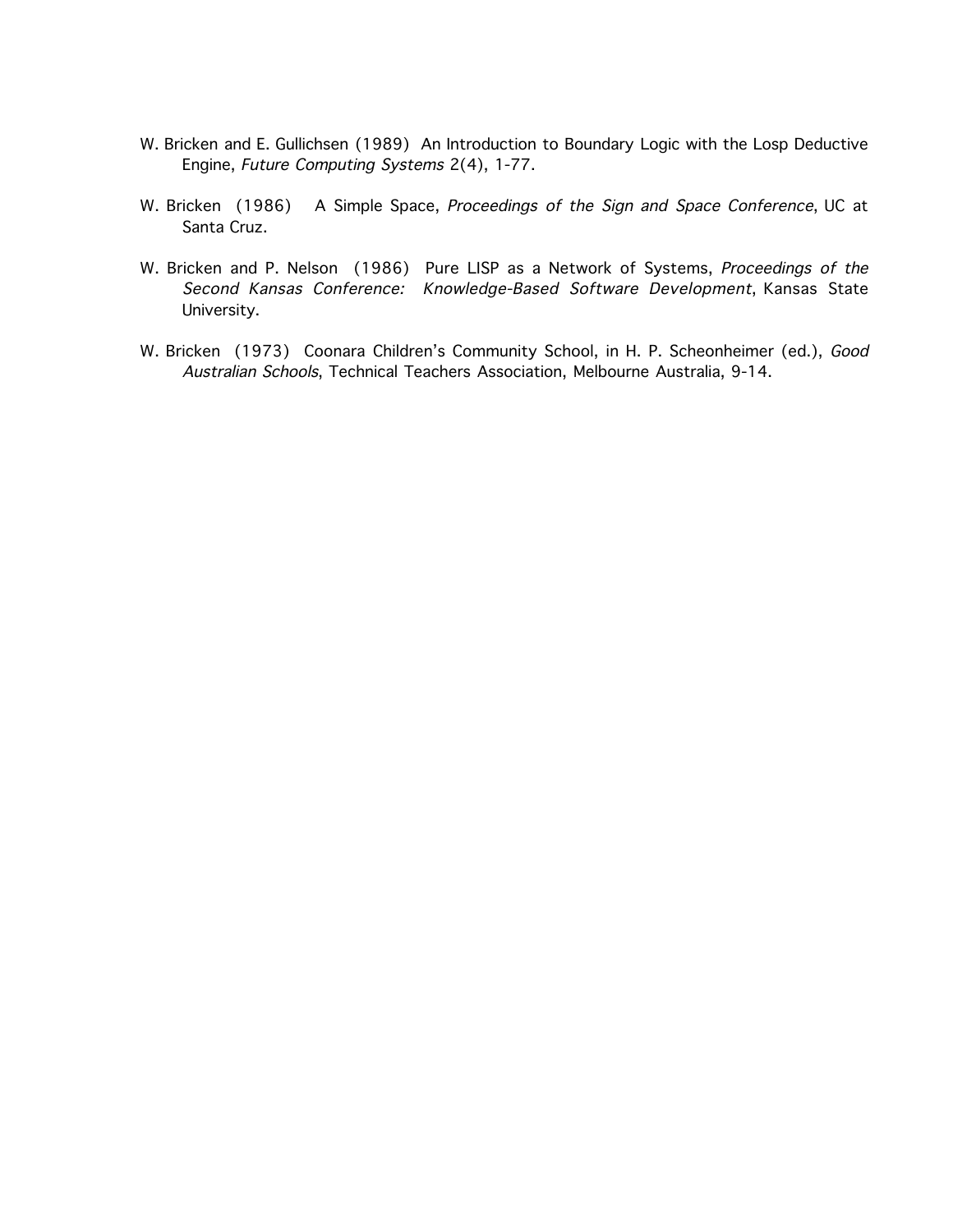W. Bricken and E. Gullichsen (1989) An Introduction to Boundary Logic with the Losp Deductive Engine, *Future Computing Systems* 2(4), 1-77.

W. Bricken (1986) A Simple Space, *Proceedings of the Sign and Space Conference*, UC at Santa Cruz.

W. Bricken and P. Nelson (1986) Pure LISP as a Network of Systems, *Proceedings of the Second Kansas Conference: Knowledge-Based Software Development*, Kansas State University.

W. Bricken (1973) Coonara Children's Community School, in H. P. Scheonheimer (ed.), *Good Australian Schools*, Technical Teachers Association, Melbourne Australia, 9-14.